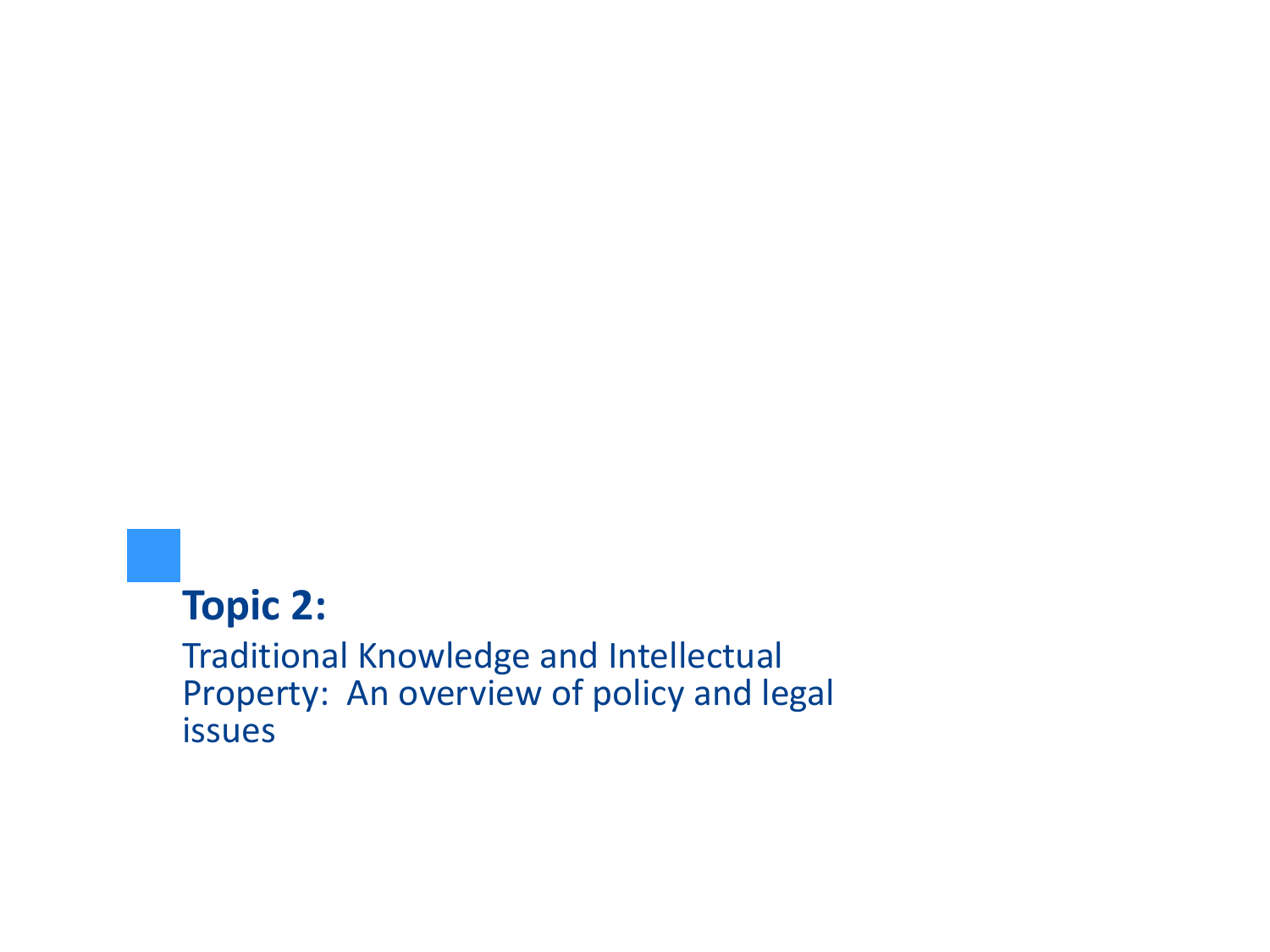# Topic 2:

Traditional Knowledge and Intellectual Property: An overview of policy and legal issues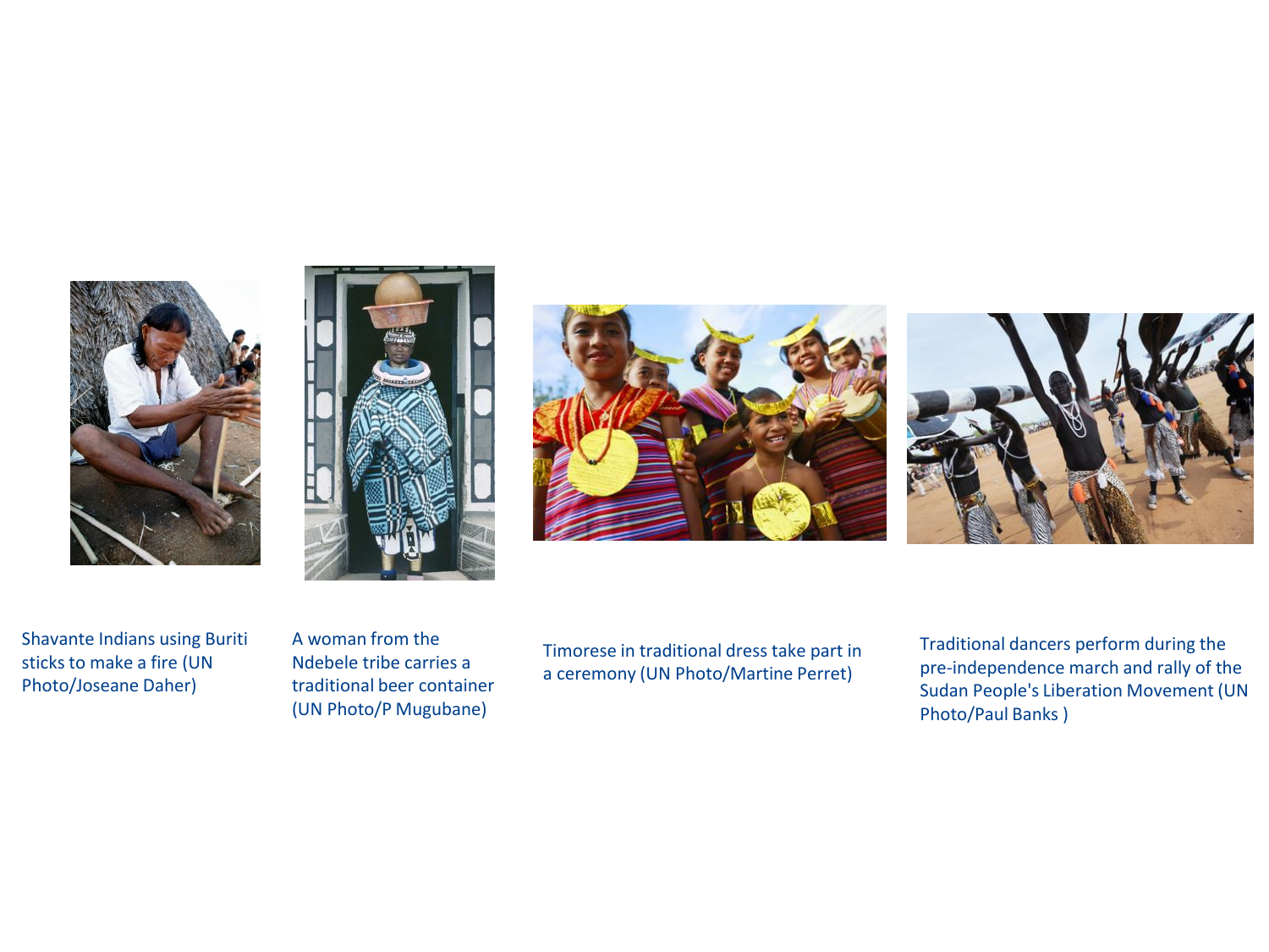Shavante Indians using Buriti sticks to make a fire (UN Photo/Joseane Daher)

A woman from the Ndebele tribe carries a traditional beer container (UN Photo/P Mugubane)

Timorese in traditional dress take part in a ceremony (UN Photo/Martine Perret)

Traditional dancers perform during the pre-independence march and rally of the Sudan People's Liberation Movement (UN Photo/Paul Banks )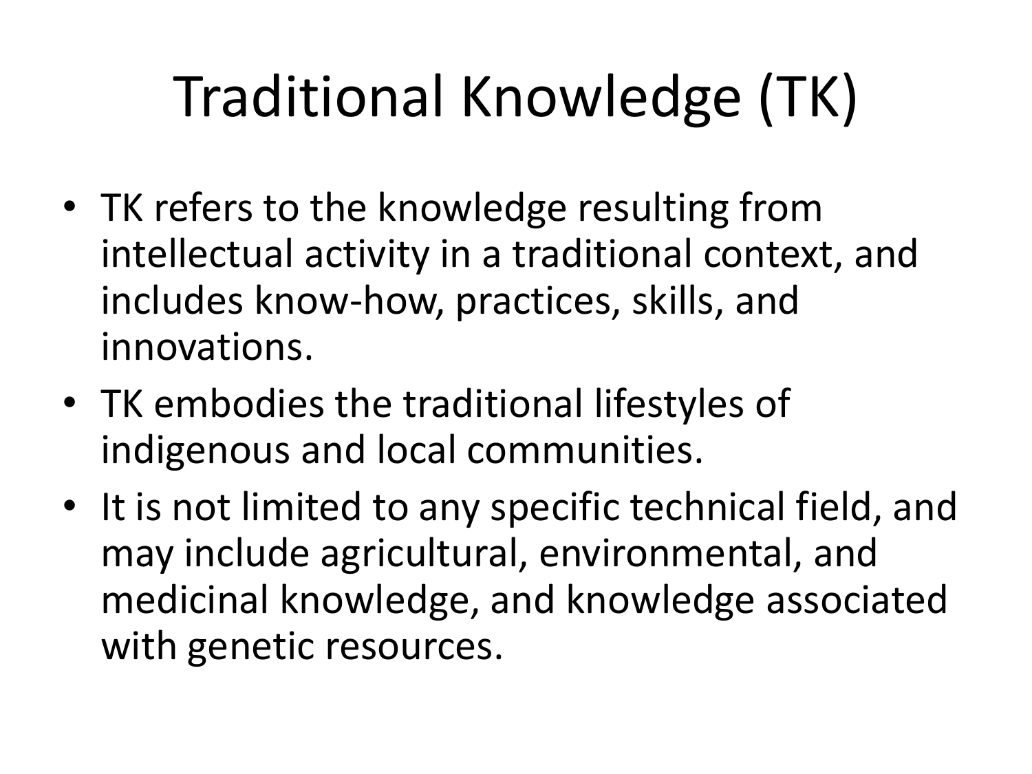# Traditional Knowledge (TK)

- TK refers to the knowledge resulting from intellectual activity in a traditional context, and includes know-how, practices, skills, and innovations.
- TK embodies the traditional lifestyles of indigenous and local communities.
- It is not limited to any specific technical field, and may include agricultural, environmental, and medicinal knowledge, and knowledge associated with genetic resources.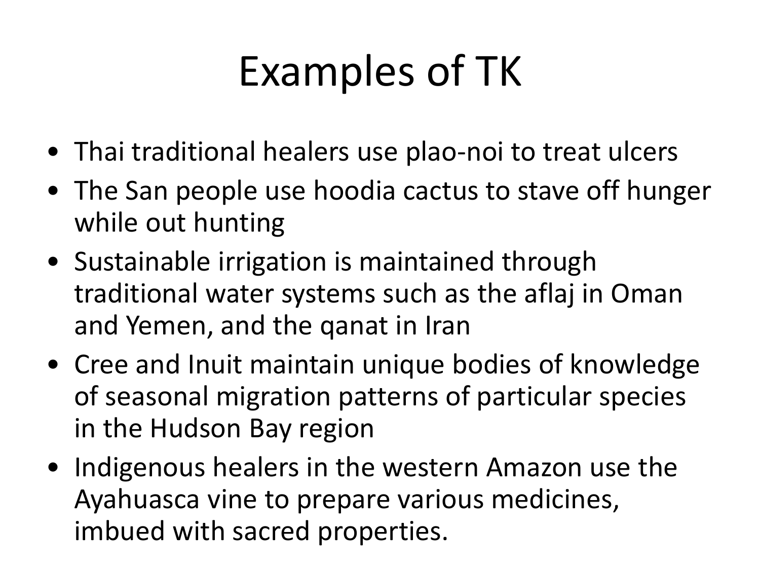# Examples of TK

- Thai traditional healers use plao-noi to treat ulcers
- The San people use hoodia cactus to stave off hunger while out hunting
- Sustainable irrigation is maintained through traditional water systems such as the aflaj in Oman and Yemen, and the qanat in Iran
- Cree and Inuit maintain unique bodies of knowledge of seasonal migration patterns of particular species in the Hudson Bay region
- Indigenous healers in the western Amazon use the Ayahuasca vine to prepare various medicines, imbued with sacred properties.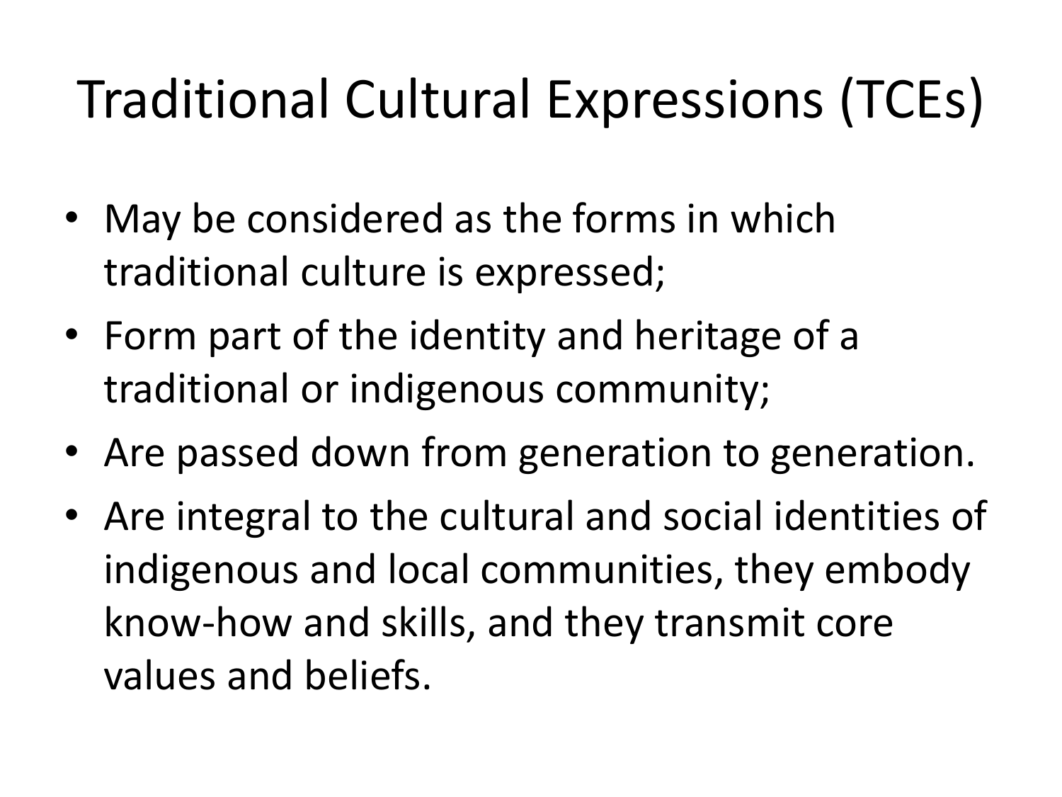# Traditional Cultural Expressions (TCEs)

- May be considered as the forms in which traditional culture is expressed;
- Form part of the identity and heritage of a traditional or indigenous community;
- Are passed down from generation to generation.
- Are integral to the cultural and social identities of indigenous and local communities, they embody know-how and skills, and they transmit core values and beliefs.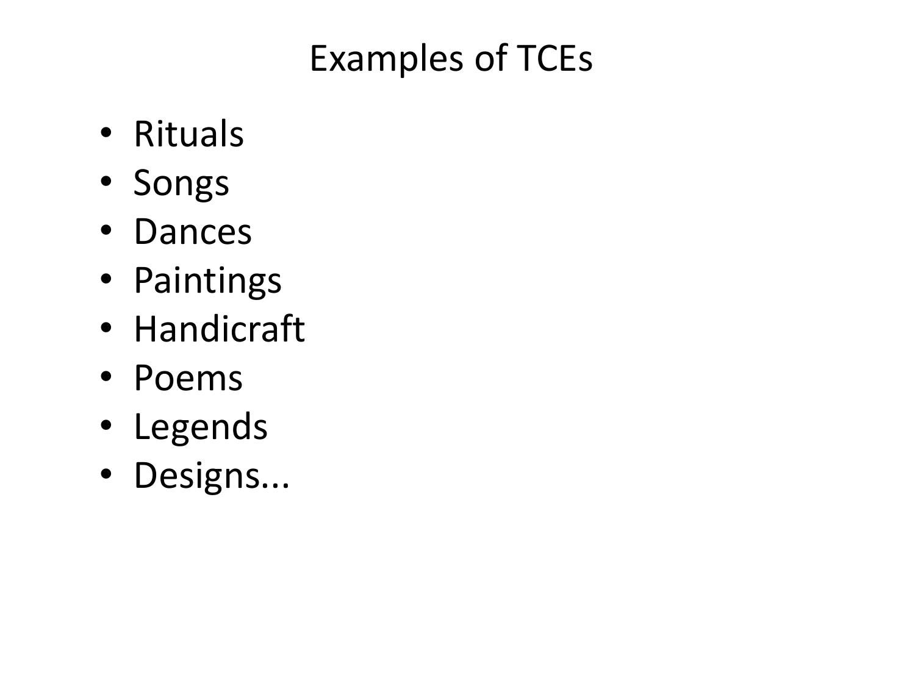# Examples of TCEs

- Rituals
- Songs
- Dances
- Paintings
- Handicraft
- Poems
- Legends
- Designs...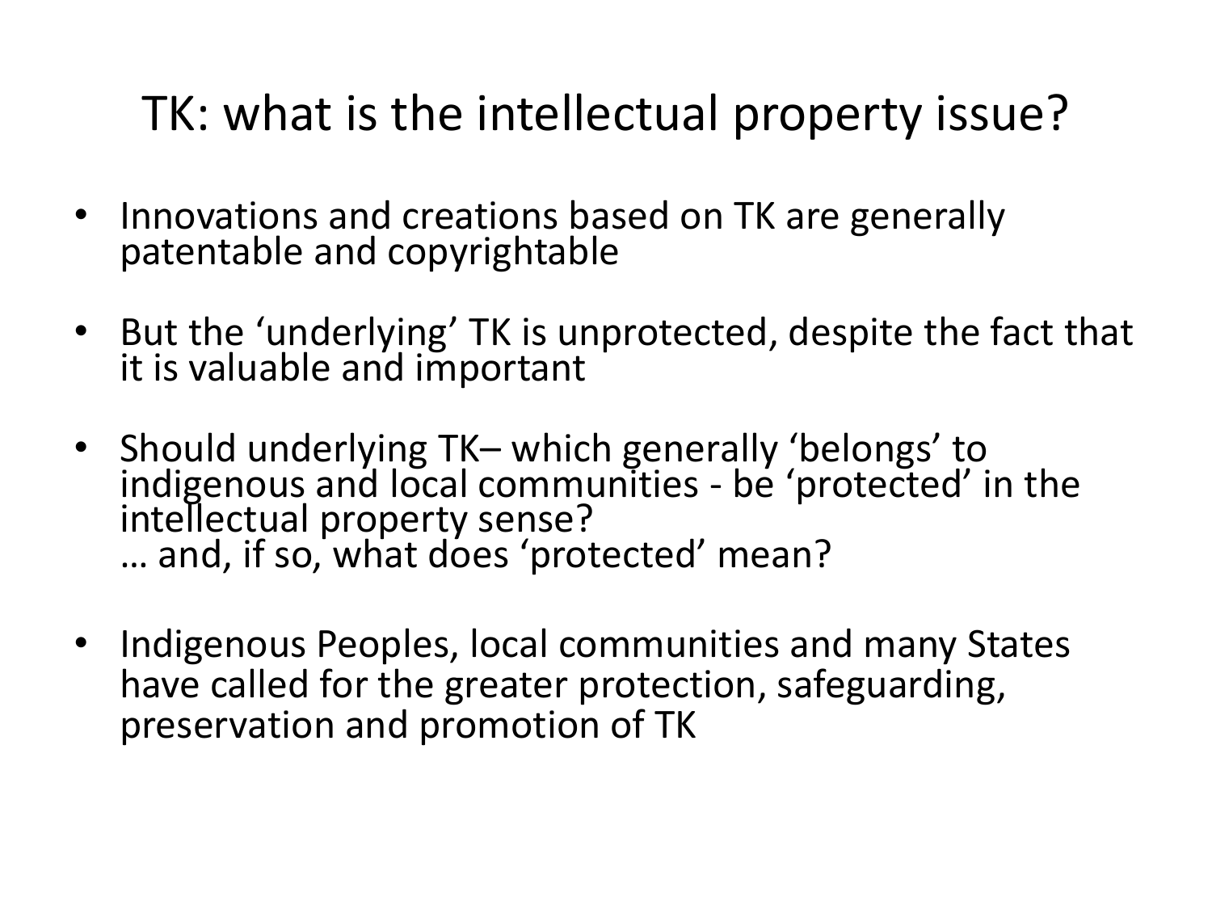# TK: what is the intellectual property issue?

- Innovations and creations based on TK are generally patentable and copyrightable
- But the 'underlying' TK is unprotected, despite the fact that it is valuable and important
- Should underlying TK– which generally 'belongs' to indigenous and local communities - be 'protected' in the intellectual property sense?
  … and, if so, what does 'protected' mean?
- Indigenous Peoples, local communities and many States have called for the greater protection, safeguarding, preservation and promotion of TK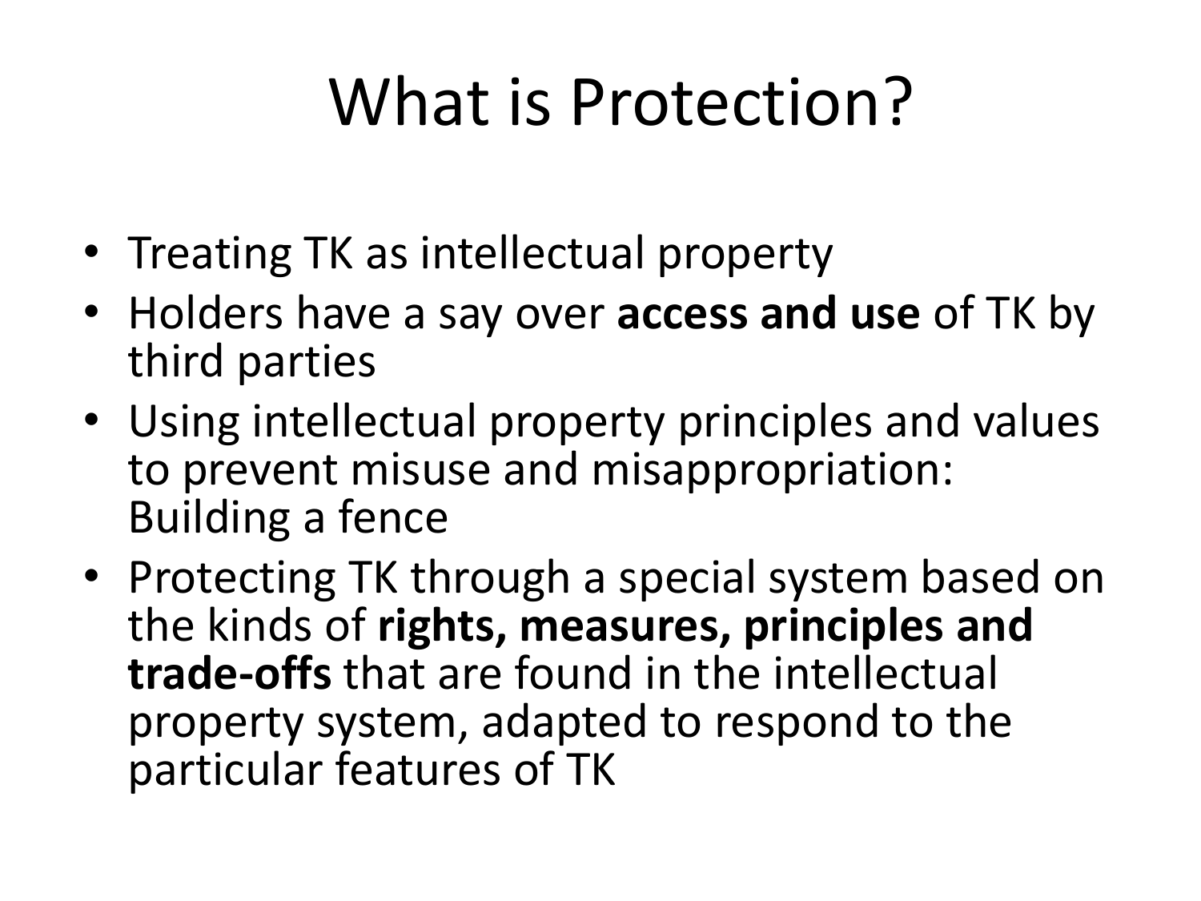# What is Protection?

- Treating TK as intellectual property
- Holders have a say over **access and use** of TK by third parties
- Using intellectual property principles and values to prevent misuse and misappropriation: Building a fence
- Protecting TK through a special system based on the kinds of **rights, measures, principles and trade-offs** that are found in the intellectual property system, adapted to respond to the particular features of TK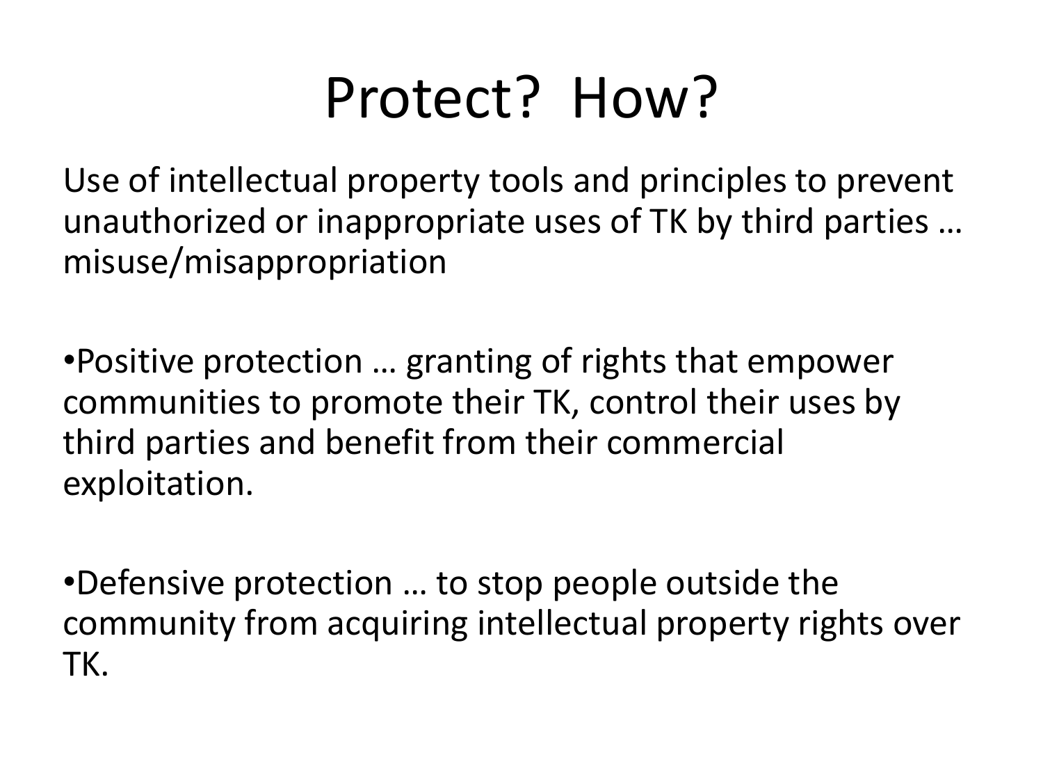# Protect? How?

Use of intellectual property tools and principles to prevent unauthorized or inappropriate uses of TK by third parties … misuse/misappropriation

- Positive protection … granting of rights that empower communities to promote their TK, control their uses by third parties and benefit from their commercial exploitation.
- Defensive protection … to stop people outside the community from acquiring intellectual property rights over TK.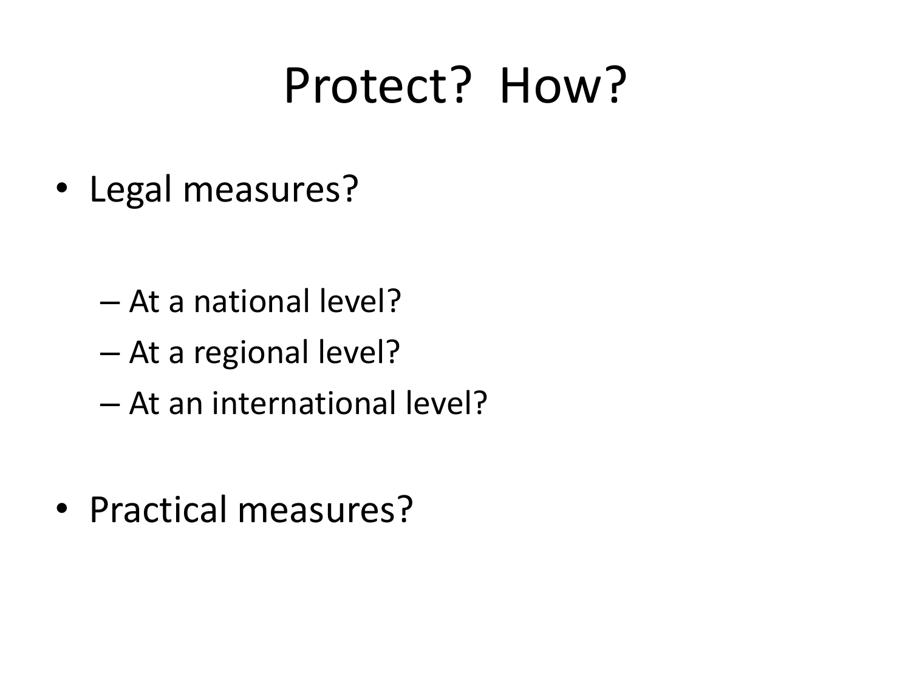# Protect? How?

- Legal measures?
  - At a national level?
  - At a regional level?
  - At an international level?
- Practical measures?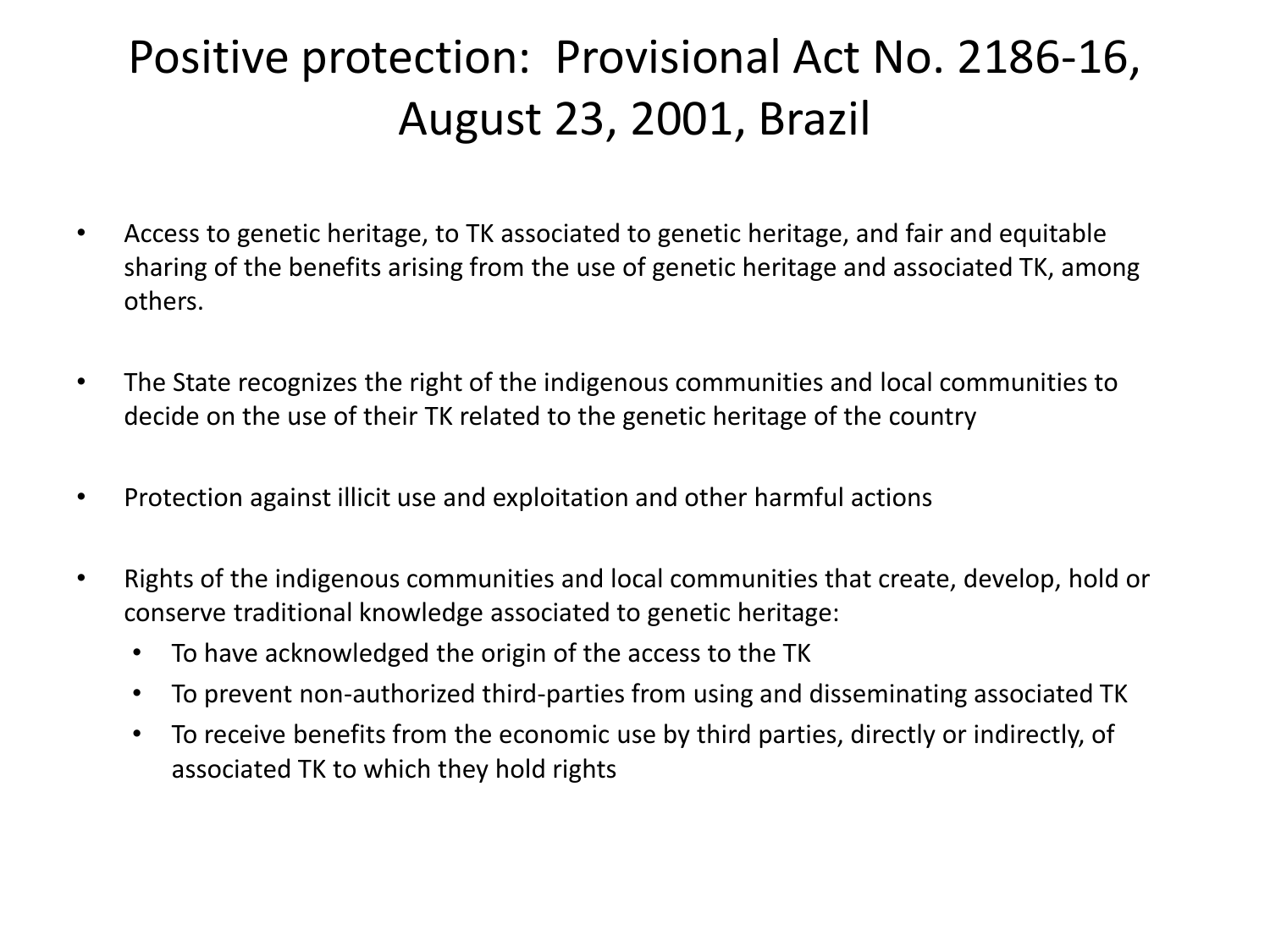# Positive protection: Provisional Act No. 2186-16, August 23, 2001, Brazil

- Access to genetic heritage, to TK associated to genetic heritage, and fair and equitable sharing of the benefits arising from the use of genetic heritage and associated TK, among others.
- The State recognizes the right of the indigenous communities and local communities to decide on the use of their TK related to the genetic heritage of the country
- Protection against illicit use and exploitation and other harmful actions
- Rights of the indigenous communities and local communities that create, develop, hold or conserve traditional knowledge associated to genetic heritage:
  - To have acknowledged the origin of the access to the TK
  - To prevent non-authorized third-parties from using and disseminating associated TK
  - To receive benefits from the economic use by third parties, directly or indirectly, of associated TK to which they hold rights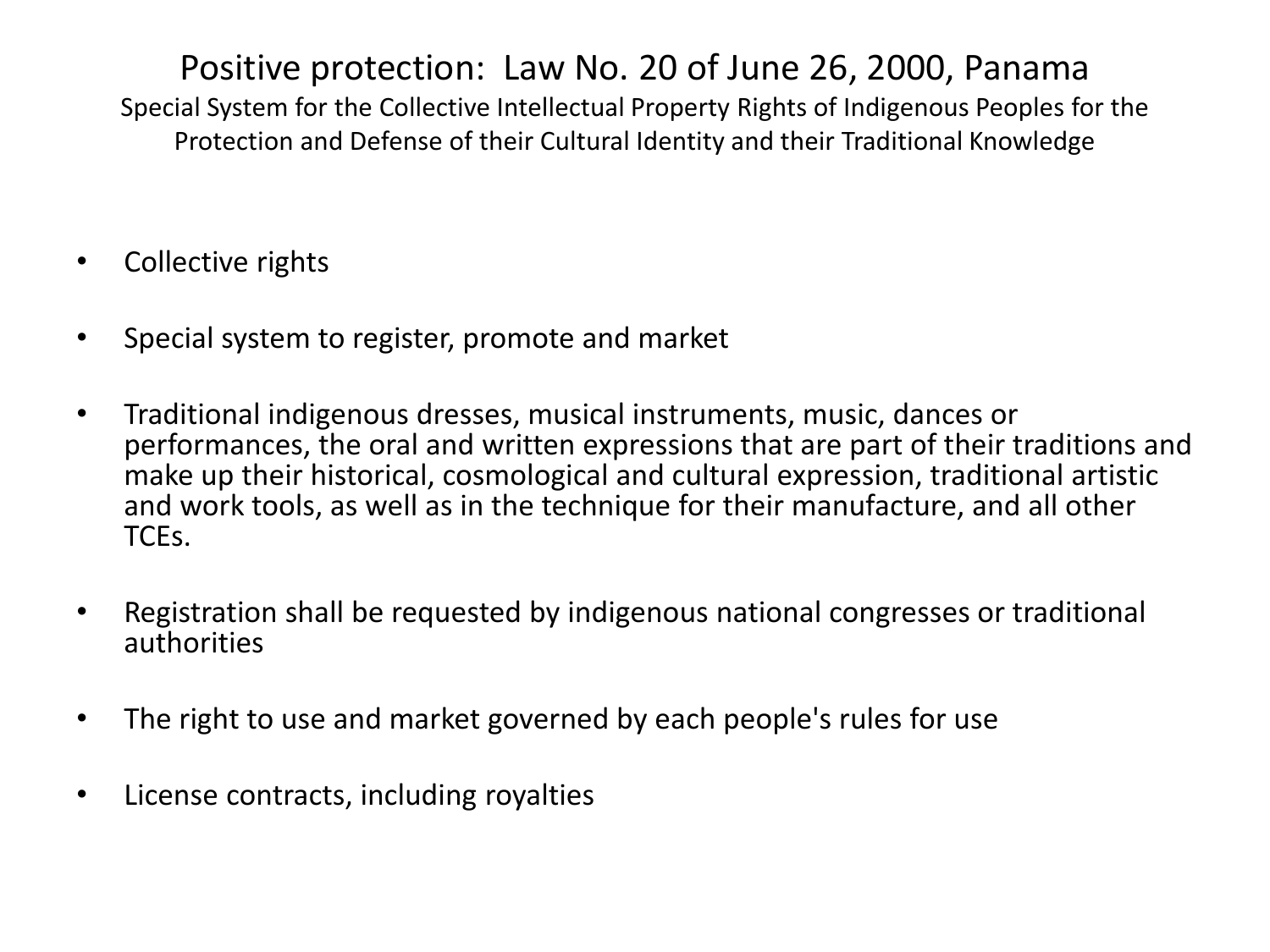# Positive protection: Law No. 20 of June 26, 2000, Panama

Special System for the Collective Intellectual Property Rights of Indigenous Peoples for the Protection and Defense of their Cultural Identity and their Traditional Knowledge

- Collective rights
- Special system to register, promote and market
- Traditional indigenous dresses, musical instruments, music, dances or performances, the oral and written expressions that are part of their traditions and make up their historical, cosmological and cultural expression, traditional artistic and work tools, as well as in the technique for their manufacture, and all other TCEs.
- Registration shall be requested by indigenous national congresses or traditional authorities
- The right to use and market governed by each people's rules for use
- License contracts, including royalties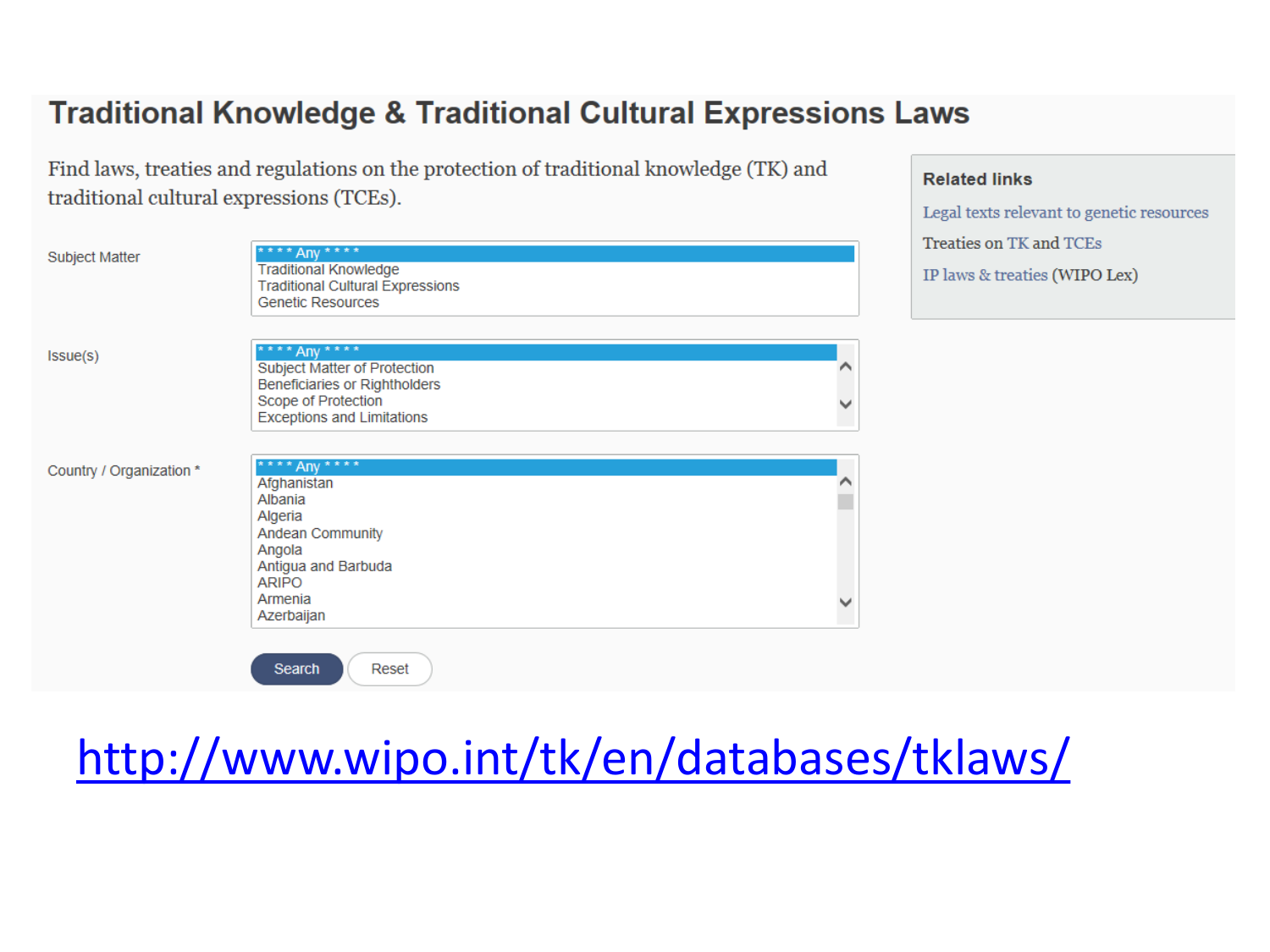# Traditional Knowledge & Traditional Cultural Expressions Laws

Find laws, treaties and regulations on the protection of traditional knowledge (TK) and traditional cultural expressions (TCEs).

Subject Matter

- **** Any ****
- Traditional Knowledge
- Traditional Cultural Expressions
- Genetic Resources

Issue(s)

- **** Any ****
- Subject Matter of Protection
- Beneficiaries or Rightholders
- Scope of Protection
- Exceptions and Limitations

Country / Organization *

- **** Any ****
- Afghanistan
- Albania
- Algeria
- Andean Community
- Angola
- Antigua and Barbuda
- ARIPO
- Armenia
- Azerbaijan

Search Reset

**Related links**

Legal texts relevant to genetic resources

Treaties on TK and TCEs

IP laws & treaties (WIPO Lex)

http://www.wipo.int/tk/en/databases/tklaws/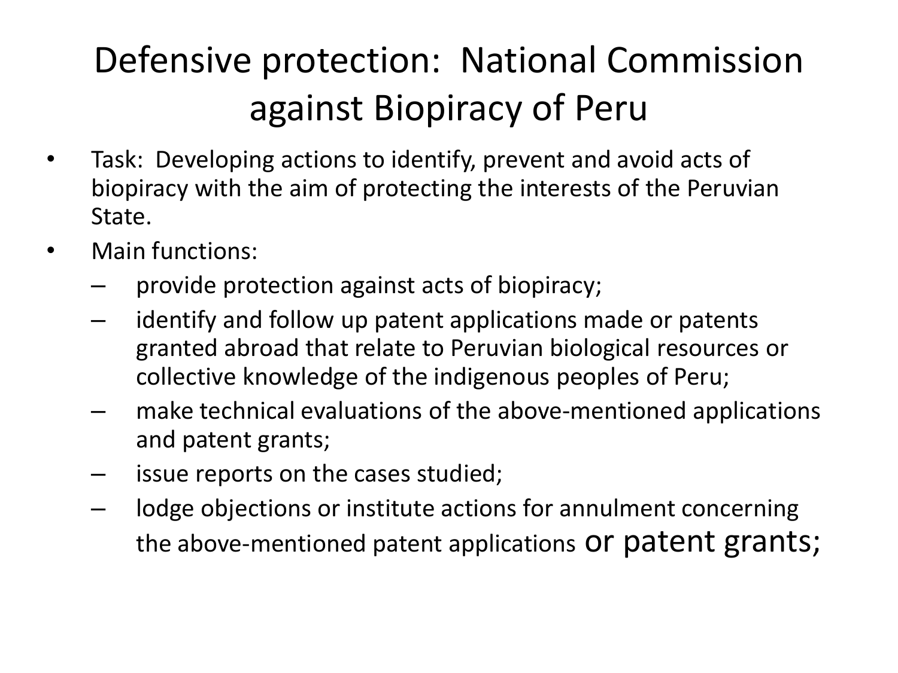# Defensive protection: National Commission against Biopiracy of Peru

- Task: Developing actions to identify, prevent and avoid acts of biopiracy with the aim of protecting the interests of the Peruvian State.
- Main functions:
  - provide protection against acts of biopiracy;
  - identify and follow up patent applications made or patents granted abroad that relate to Peruvian biological resources or collective knowledge of the indigenous peoples of Peru;
  - make technical evaluations of the above-mentioned applications and patent grants;
  - issue reports on the cases studied;
  - lodge objections or institute actions for annulment concerning the above-mentioned patent applications or patent grants;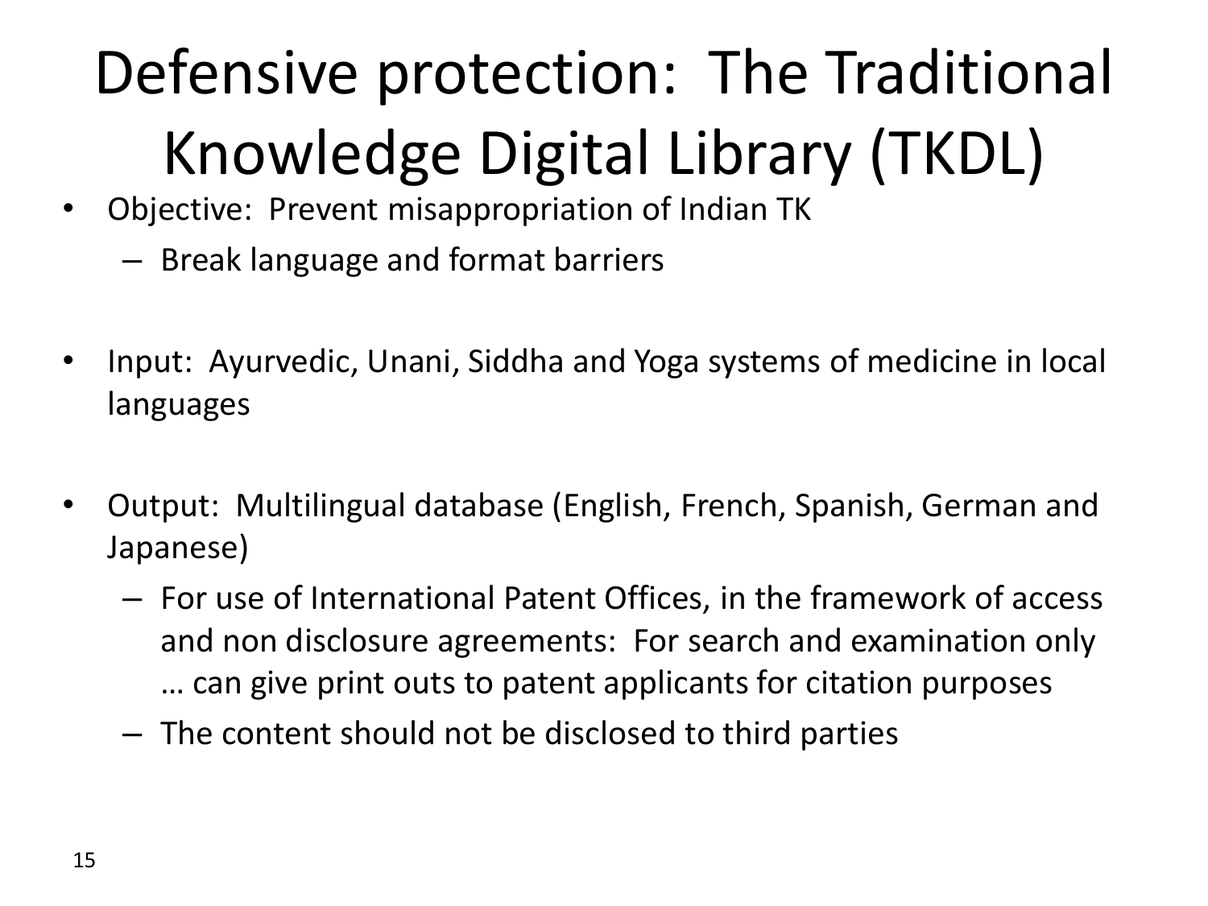# Defensive protection: The Traditional Knowledge Digital Library (TKDL)

- Objective: Prevent misappropriation of Indian TK
  - Break language and format barriers
- Input: Ayurvedic, Unani, Siddha and Yoga systems of medicine in local languages
- Output: Multilingual database (English, French, Spanish, German and Japanese)
  - For use of International Patent Offices, in the framework of access and non disclosure agreements: For search and examination only … can give print outs to patent applicants for citation purposes
  - The content should not be disclosed to third parties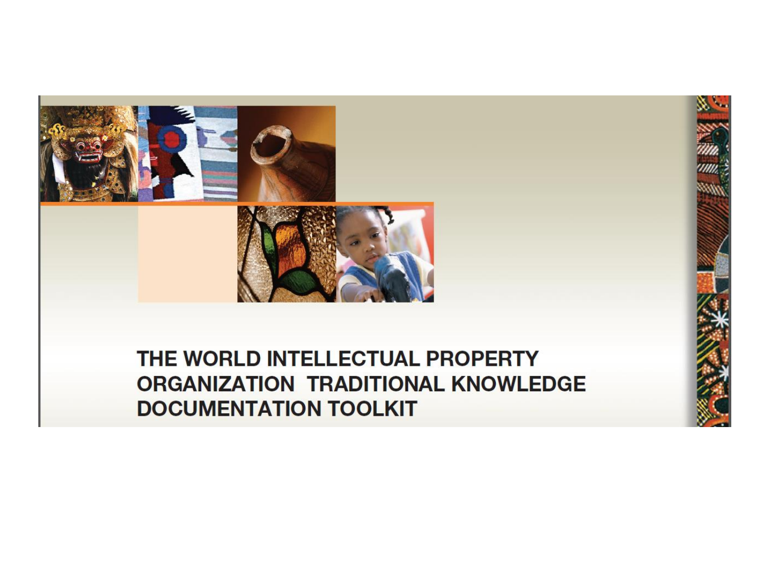# THE WORLD INTELLECTUAL PROPERTY ORGANIZATION TRADITIONAL KNOWLEDGE DOCUMENTATION TOOLKIT